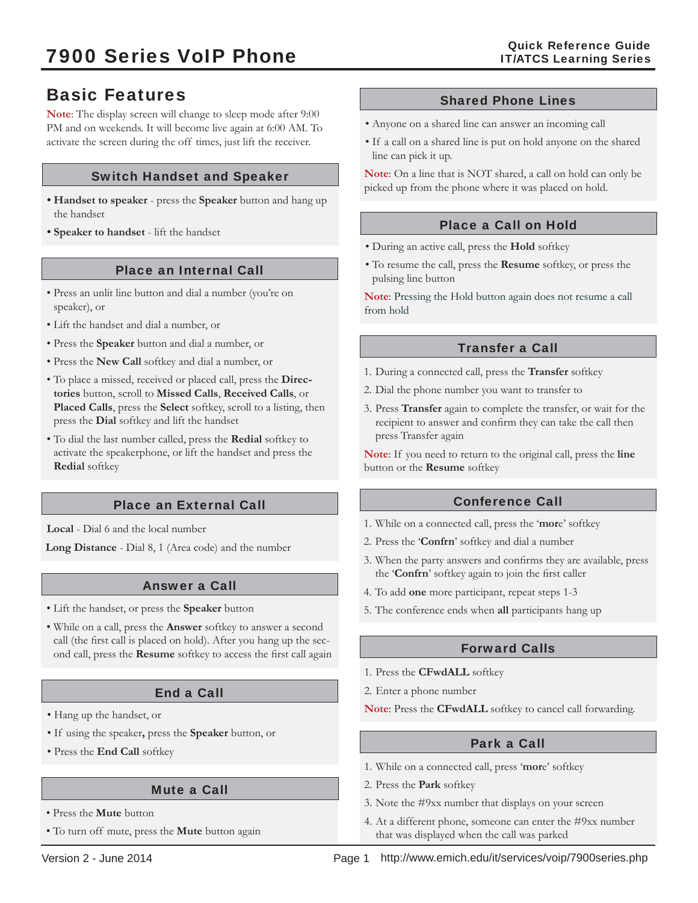# 7900 Series VoIP Phone

Quick Reference Guide
IT/ATCS Learning Series

## Basic Features

**Note**: The display screen will change to sleep mode after 9:00 PM and on weekends. It will become live again at 6:00 AM. To activate the screen during the off times, just lift the receiver.

### Switch Handset and Speaker

- **Handset to speaker** - press the **Speaker** button and hang up the handset
- **Speaker to handset** - lift the handset

### Place an Internal Call

- Press an unlit line button and dial a number (you're on speaker), or
- Lift the handset and dial a number, or
- Press the **Speaker** button and dial a number, or
- Press the **New Call** softkey and dial a number, or
- To place a missed, received or placed call, press the **Directories** button, scroll to **Missed Calls**, **Received Calls**, or **Placed Calls**, press the **Select** softkey, scroll to a listing, then press the **Dial** softkey and lift the handset
- To dial the last number called, press the **Redial** softkey to activate the speakerphone, or lift the handset and press the **Redial** softkey

### Place an External Call

**Local** - Dial 6 and the local number

**Long Distance** - Dial 8, 1 (Area code) and the number

### Answer a Call

- Lift the handset, or press the **Speaker** button
- While on a call, press the **Answer** softkey to answer a second call (the first call is placed on hold). After you hang up the second call, press the **Resume** softkey to access the first call again

### End a Call

- Hang up the handset, or
- If using the speaker**,** press the **Speaker** button, or
- Press the **End Call** softkey

### Mute a Call

- Press the **Mute** button
- To turn off mute, press the **Mute** button again

### Shared Phone Lines

- Anyone on a shared line can answer an incoming call
- If a call on a shared line is put on hold anyone on the shared line can pick it up.

**Note**: On a line that is NOT shared, a call on hold can only be picked up from the phone where it was placed on hold.

### Place a Call on Hold

- During an active call, press the **Hold** softkey
- To resume the call, press the **Resume** softkey, or press the pulsing line button

**Note**: Pressing the Hold button again does not resume a call from hold

### Transfer a Call

1. During a connected call, press the **Transfer** softkey
2. Dial the phone number you want to transfer to
3. Press **Transfer** again to complete the transfer, or wait for the recipient to answer and confirm they can take the call then press Transfer again

**Note**: If you need to return to the original call, press the **line** button or the **Resume** softkey

### Conference Call

1. While on a connected call, press the '**more**' softkey
2. Press the '**Confrn**' softkey and dial a number
3. When the party answers and confirms they are available, press the '**Confrn**' softkey again to join the first caller
4. To add **one** more participant, repeat steps 1-3
5. The conference ends when **all** participants hang up

### Forward Calls

1. Press the **CFwdALL** softkey
2. Enter a phone number

**Note**: Press the **CFwdALL** softkey to cancel call forwarding.

### Park a Call

1. While on a connected call, press '**more**' softkey
2. Press the **Park** softkey
3. Note the #9xx number that displays on your screen
4. At a different phone, someone can enter the #9xx number that was displayed when the call was parked

Version 2 - June 2014 http://www.emich.edu/it/services/voip/7900series.php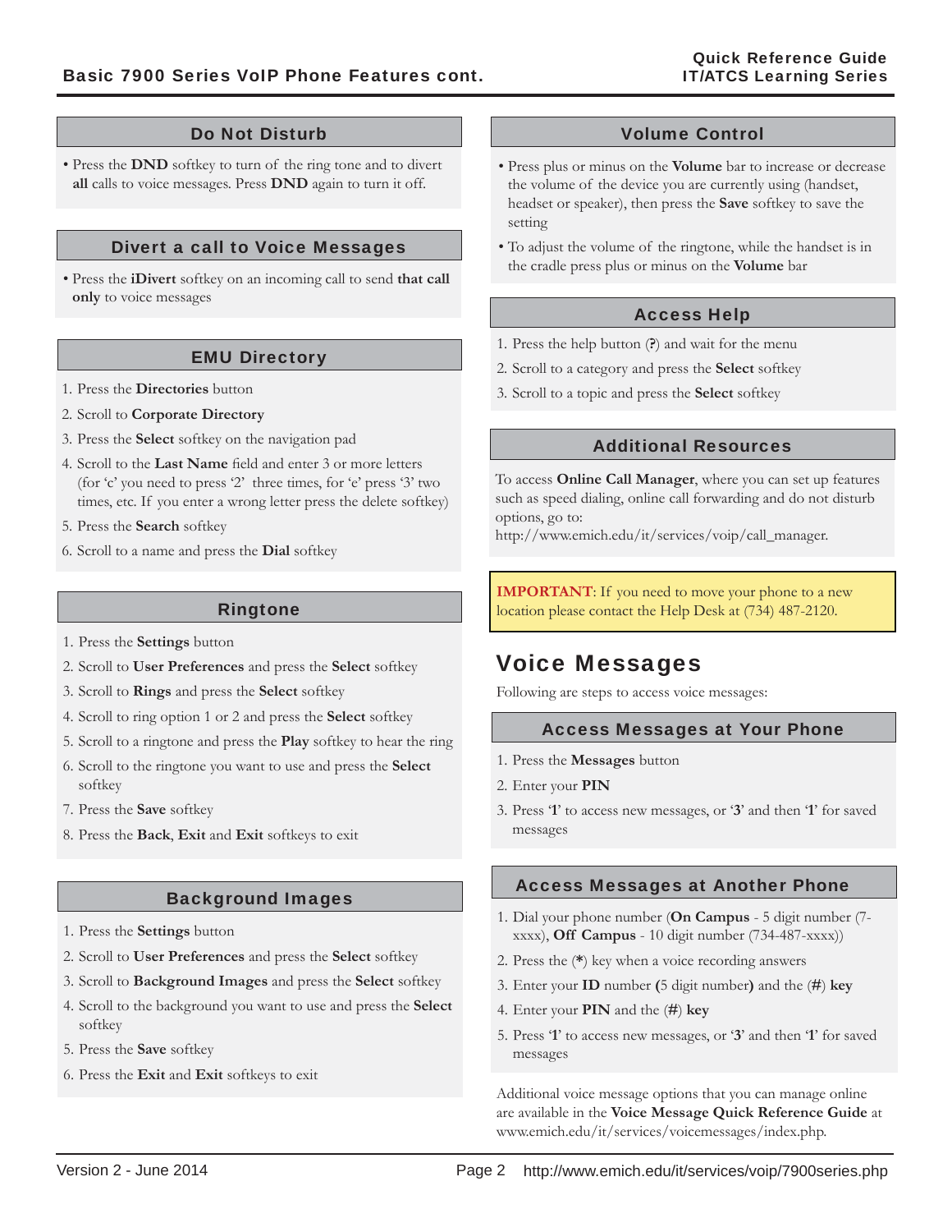## Basic 7900 Series VoIP Phone Features cont.

### Do Not Disturb

- Press the **DND** softkey to turn of the ring tone and to divert **all** calls to voice messages. Press **DND** again to turn it off.

### Divert a call to Voice Messages

- Press the **iDivert** softkey on an incoming call to send **that call only** to voice messages

### EMU Directory

1. Press the **Directories** button
2. Scroll to **Corporate Directory**
3. Press the **Select** softkey on the navigation pad
4. Scroll to the **Last Name** field and enter 3 or more letters (for 'c' you need to press '2' three times, for 'e' press '3' two times, etc. If you enter a wrong letter press the delete softkey)
5. Press the **Search** softkey
6. Scroll to a name and press the **Dial** softkey

### Ringtone

1. Press the **Settings** button
2. Scroll to **User Preferences** and press the **Select** softkey
3. Scroll to **Rings** and press the **Select** softkey
4. Scroll to ring option 1 or 2 and press the **Select** softkey
5. Scroll to a ringtone and press the **Play** softkey to hear the ring
6. Scroll to the ringtone you want to use and press the **Select** softkey
7. Press the **Save** softkey
8. Press the **Back**, **Exit** and **Exit** softkeys to exit

### Background Images

1. Press the **Settings** button
2. Scroll to **User Preferences** and press the **Select** softkey
3. Scroll to **Background Images** and press the **Select** softkey
4. Scroll to the background you want to use and press the **Select** softkey
5. Press the **Save** softkey
6. Press the **Exit** and **Exit** softkeys to exit

### Volume Control

- Press plus or minus on the **Volume** bar to increase or decrease the volume of the device you are currently using (handset, headset or speaker), then press the **Save** softkey to save the setting
- To adjust the volume of the ringtone, while the handset is in the cradle press plus or minus on the **Volume** bar

### Access Help

1. Press the help button (**?**) and wait for the menu
2. Scroll to a category and press the **Select** softkey
3. Scroll to a topic and press the **Select** softkey

### Additional Resources

To access **Online Call Manager**, where you can set up features such as speed dialing, online call forwarding and do not disturb options, go to:
http://www.emich.edu/it/services/voip/call_manager.

**IMPORTANT**: If you need to move your phone to a new location please contact the Help Desk at (734) 487-2120.

## Voice Messages

Following are steps to access voice messages:

### Access Messages at Your Phone

1. Press the **Messages** button
2. Enter your **PIN**
3. Press '**1**' to access new messages, or '**3**' and then '**1**' for saved messages

### Access Messages at Another Phone

1. Dial your phone number (**On Campus** - 5 digit number (7-xxxx), **Off Campus** - 10 digit number (734-487-xxxx))
2. Press the (**\***) key when a voice recording answers
3. Enter your **ID** number **(**5 digit number**)** and the (**#**) **key**
4. Enter your **PIN** and the (**#**) **key**
5. Press '**1**' to access new messages, or '**3**' and then '**1**' for saved messages

Additional voice message options that you can manage online are available in the **Voice Message Quick Reference Guide** at www.emich.edu/it/services/voicemessages/index.php.